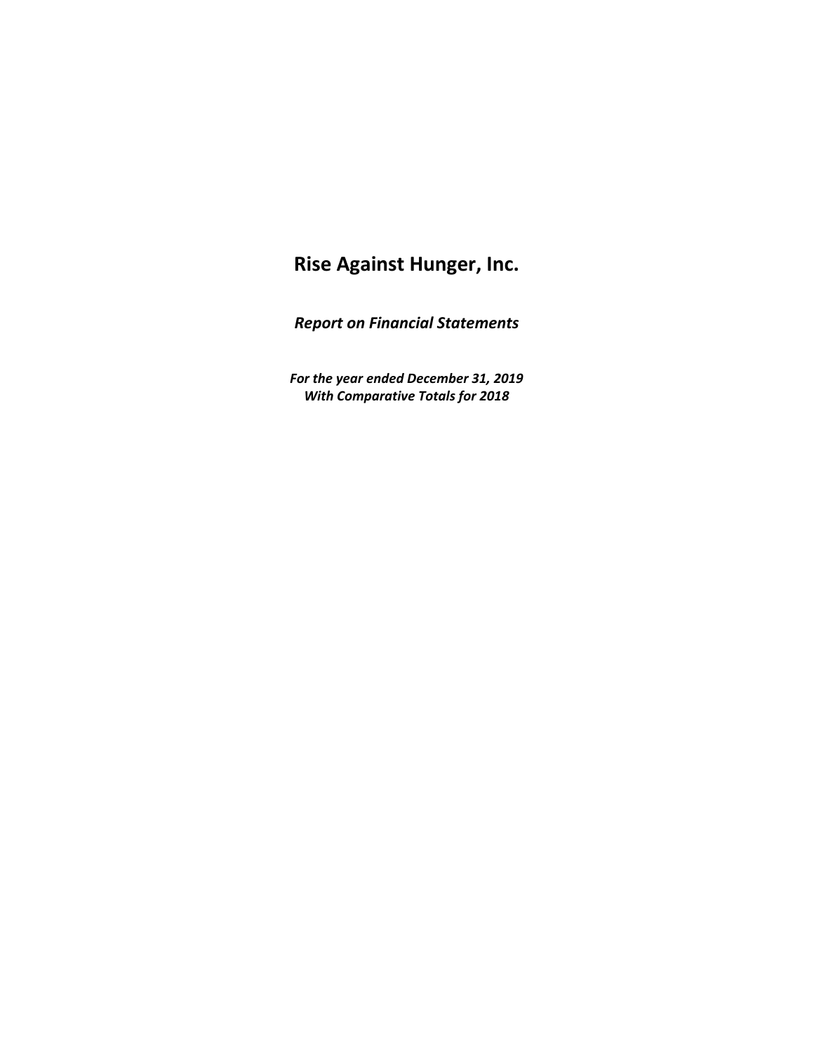# Rise Against Hunger, Inc.

***Report on Financial Statements***

***For the year ended December 31, 2019***
***With Comparative Totals for 2018***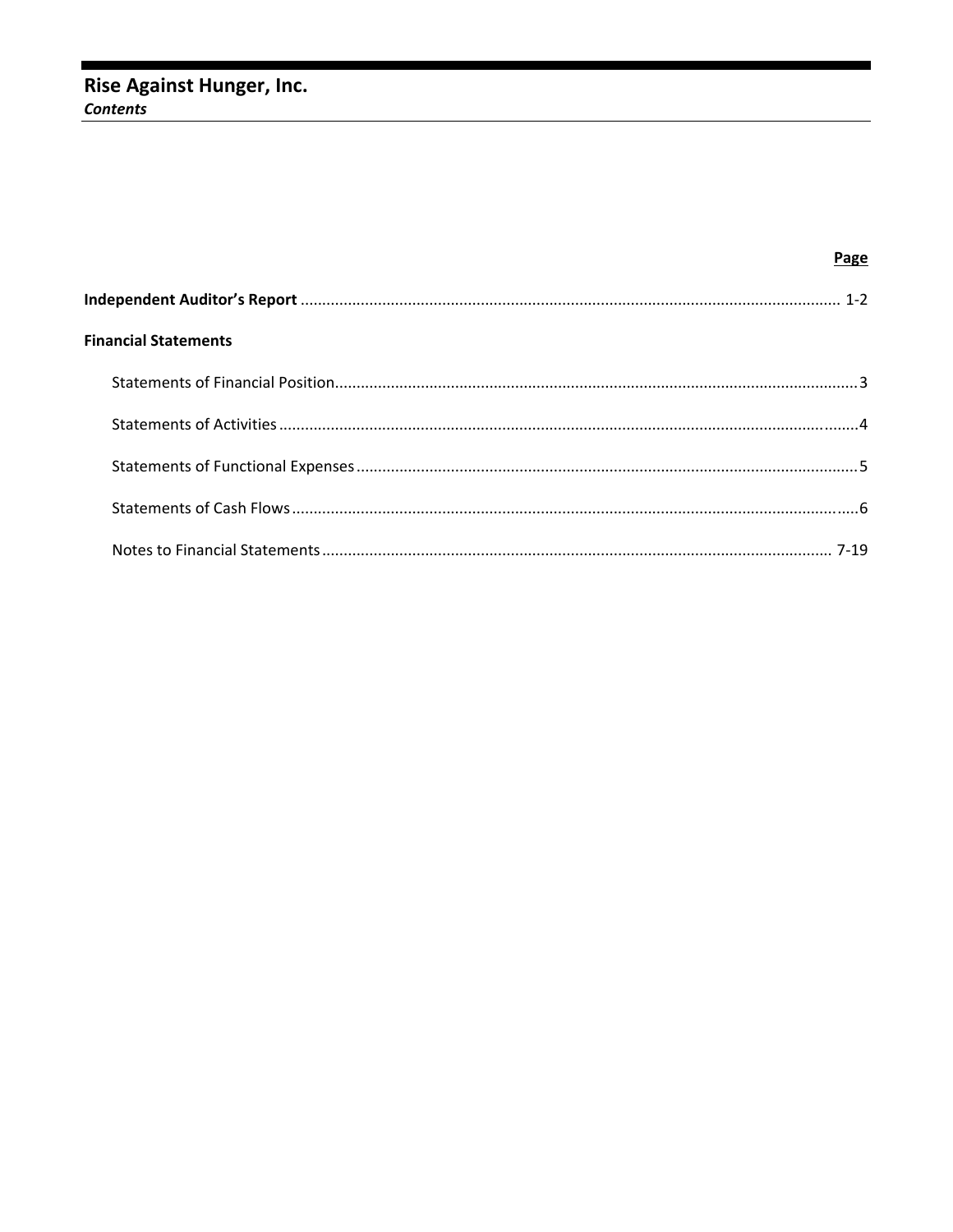# Rise Against Hunger, Inc.

***Contents***

| | Page |
|---|---|
| **Independent Auditor's Report** | 1-2 |
| **Financial Statements** | |
| Statements of Financial Position | 3 |
| Statements of Activities | 4 |
| Statements of Functional Expenses | 5 |
| Statements of Cash Flows | 6 |
| Notes to Financial Statements | 7-19 |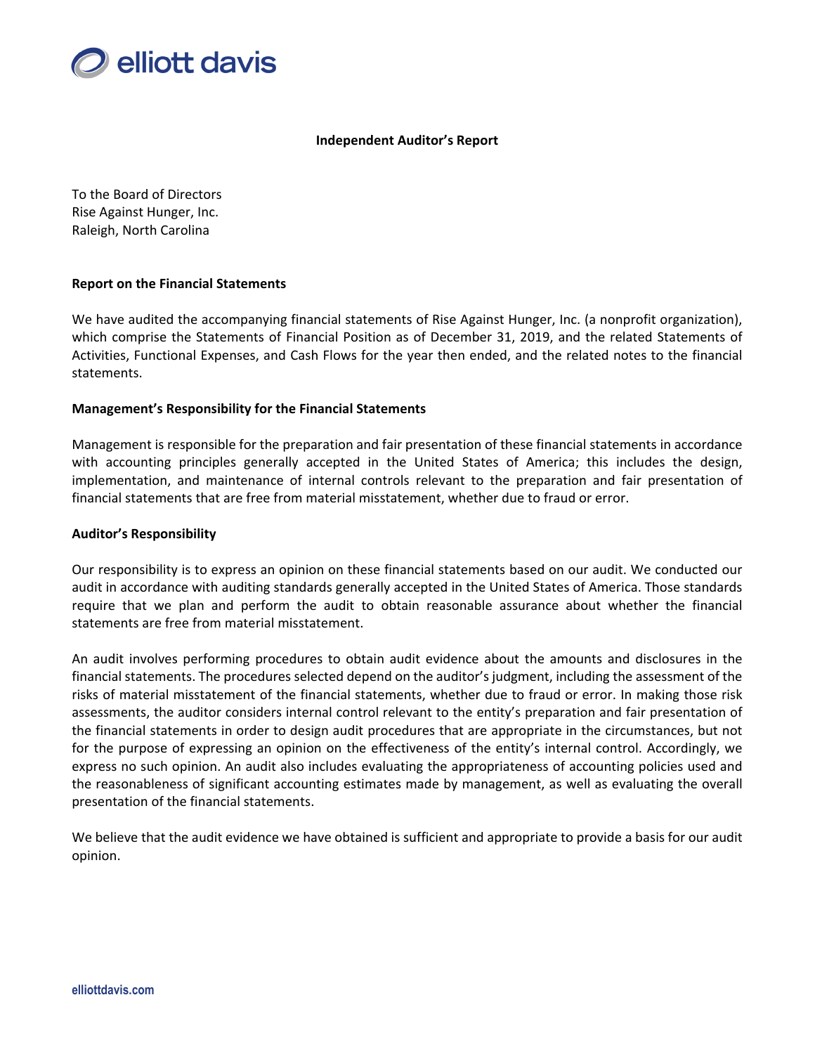elliott davis

**Independent Auditor's Report**

To the Board of Directors
Rise Against Hunger, Inc.
Raleigh, North Carolina

**Report on the Financial Statements**

We have audited the accompanying financial statements of Rise Against Hunger, Inc. (a nonprofit organization), which comprise the Statements of Financial Position as of December 31, 2019, and the related Statements of Activities, Functional Expenses, and Cash Flows for the year then ended, and the related notes to the financial statements.

**Management's Responsibility for the Financial Statements**

Management is responsible for the preparation and fair presentation of these financial statements in accordance with accounting principles generally accepted in the United States of America; this includes the design, implementation, and maintenance of internal controls relevant to the preparation and fair presentation of financial statements that are free from material misstatement, whether due to fraud or error.

**Auditor's Responsibility**

Our responsibility is to express an opinion on these financial statements based on our audit. We conducted our audit in accordance with auditing standards generally accepted in the United States of America. Those standards require that we plan and perform the audit to obtain reasonable assurance about whether the financial statements are free from material misstatement.

An audit involves performing procedures to obtain audit evidence about the amounts and disclosures in the financial statements. The procedures selected depend on the auditor's judgment, including the assessment of the risks of material misstatement of the financial statements, whether due to fraud or error. In making those risk assessments, the auditor considers internal control relevant to the entity's preparation and fair presentation of the financial statements in order to design audit procedures that are appropriate in the circumstances, but not for the purpose of expressing an opinion on the effectiveness of the entity's internal control. Accordingly, we express no such opinion. An audit also includes evaluating the appropriateness of accounting policies used and the reasonableness of significant accounting estimates made by management, as well as evaluating the overall presentation of the financial statements.

We believe that the audit evidence we have obtained is sufficient and appropriate to provide a basis for our audit opinion.

elliottdavis.com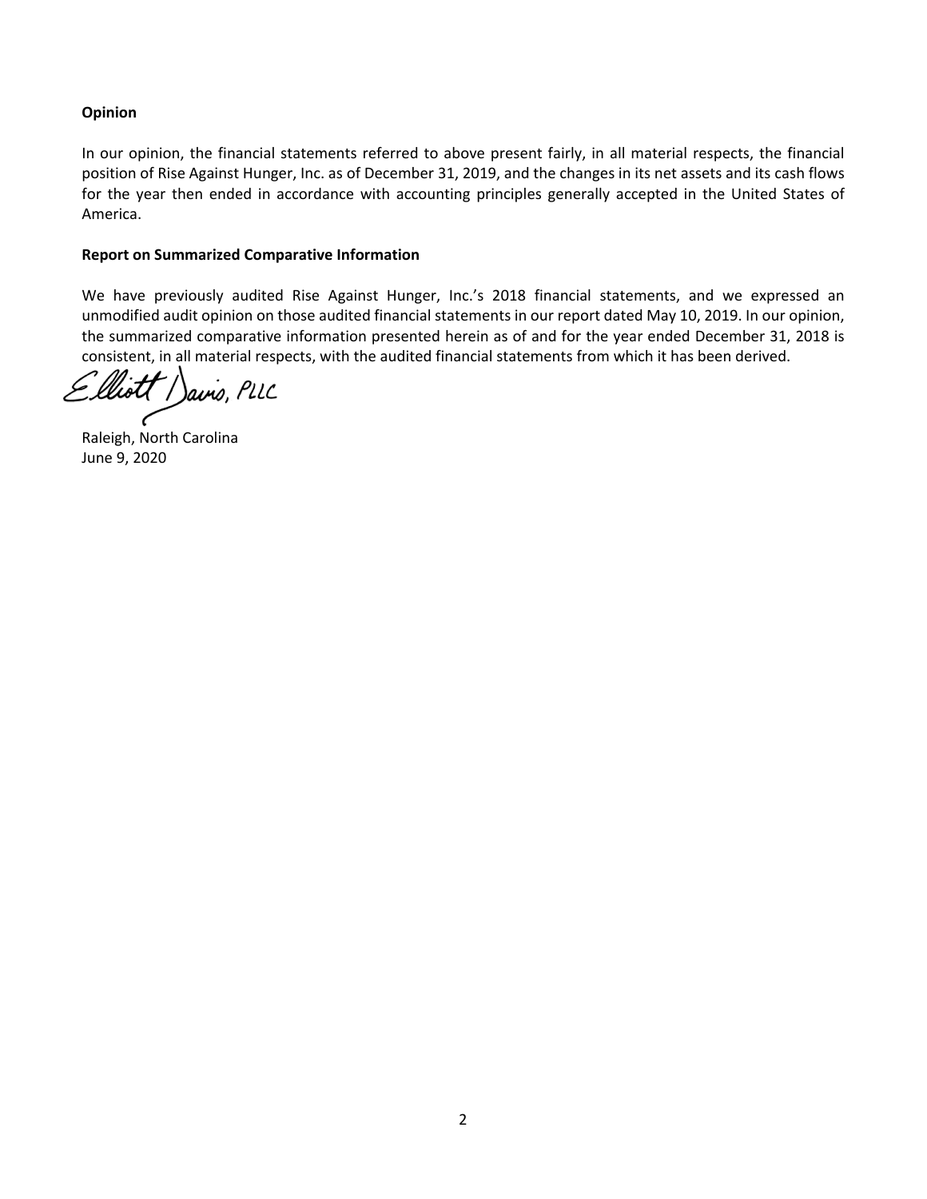**Opinion**

In our opinion, the financial statements referred to above present fairly, in all material respects, the financial position of Rise Against Hunger, Inc. as of December 31, 2019, and the changes in its net assets and its cash flows for the year then ended in accordance with accounting principles generally accepted in the United States of America.

**Report on Summarized Comparative Information**

We have previously audited Rise Against Hunger, Inc.'s 2018 financial statements, and we expressed an unmodified audit opinion on those audited financial statements in our report dated May 10, 2019. In our opinion, the summarized comparative information presented herein as of and for the year ended December 31, 2018 is consistent, in all material respects, with the audited financial statements from which it has been derived.

Elliott Davis, PLLC

Raleigh, North Carolina
June 9, 2020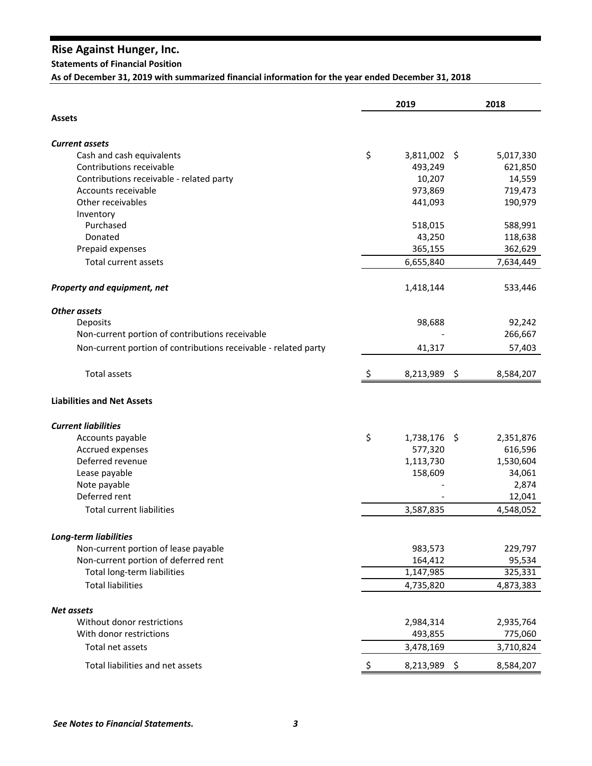# Rise Against Hunger, Inc.

**Statements of Financial Position**

**As of December 31, 2019 with summarized financial information for the year ended December 31, 2018**

| | 2019 | 2018 |
|---|---|---|
| **Assets** | | |
| ***Current assets*** | | |
| Cash and cash equivalents | $ 3,811,002 | $ 5,017,330 |
| Contributions receivable | 493,249 | 621,850 |
| Contributions receivable - related party | 10,207 | 14,559 |
| Accounts receivable | 973,869 | 719,473 |
| Other receivables | 441,093 | 190,979 |
| Inventory | | |
| Purchased | 518,015 | 588,991 |
| Donated | 43,250 | 118,638 |
| Prepaid expenses | 365,155 | 362,629 |
| Total current assets | 6,655,840 | 7,634,449 |
| ***Property and equipment, net*** | 1,418,144 | 533,446 |
| ***Other assets*** | | |
| Deposits | 98,688 | 92,242 |
| Non-current portion of contributions receivable | - | 266,667 |
| Non-current portion of contributions receivable - related party | 41,317 | 57,403 |
| Total assets | $ 8,213,989 | $ 8,584,207 |
| **Liabilities and Net Assets** | | |
| ***Current liabilities*** | | |
| Accounts payable | $ 1,738,176 | $ 2,351,876 |
| Accrued expenses | 577,320 | 616,596 |
| Deferred revenue | 1,113,730 | 1,530,604 |
| Lease payable | 158,609 | 34,061 |
| Note payable | - | 2,874 |
| Deferred rent | - | 12,041 |
| Total current liabilities | 3,587,835 | 4,548,052 |
| ***Long-term liabilities*** | | |
| Non-current portion of lease payable | 983,573 | 229,797 |
| Non-current portion of deferred rent | 164,412 | 95,534 |
| Total long-term liabilities | 1,147,985 | 325,331 |
| Total liabilities | 4,735,820 | 4,873,383 |
| ***Net assets*** | | |
| Without donor restrictions | 2,984,314 | 2,935,764 |
| With donor restrictions | 493,855 | 775,060 |
| Total net assets | 3,478,169 | 3,710,824 |
| Total liabilities and net assets | $ 8,213,989 | $ 8,584,207 |

***See Notes to Financial Statements.***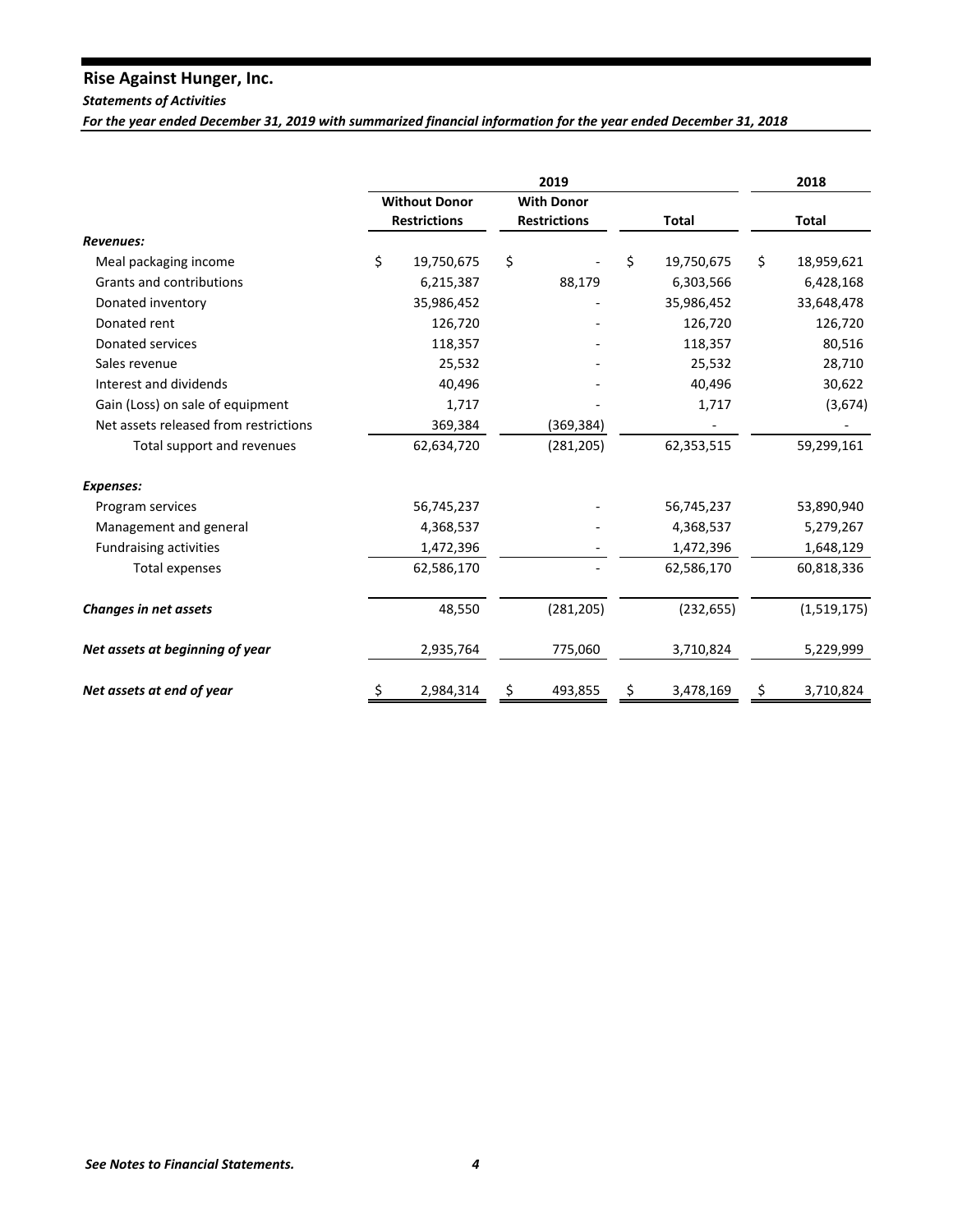## Rise Against Hunger, Inc.

***Statements of Activities***

***For the year ended December 31, 2019 with summarized financial information for the year ended December 31, 2018***

| | 2019 | | | 2018 |
|---|---|---|---|---|
| | Without Donor Restrictions | With Donor Restrictions | Total | Total |
| ***Revenues:*** | | | | |
| Meal packaging income | $ 19,750,675 | $ - | $ 19,750,675 | $ 18,959,621 |
| Grants and contributions | 6,215,387 | 88,179 | 6,303,566 | 6,428,168 |
| Donated inventory | 35,986,452 | - | 35,986,452 | 33,648,478 |
| Donated rent | 126,720 | - | 126,720 | 126,720 |
| Donated services | 118,357 | - | 118,357 | 80,516 |
| Sales revenue | 25,532 | - | 25,532 | 28,710 |
| Interest and dividends | 40,496 | - | 40,496 | 30,622 |
| Gain (Loss) on sale of equipment | 1,717 | - | 1,717 | (3,674) |
| Net assets released from restrictions | 369,384 | (369,384) | - | - |
| Total support and revenues | 62,634,720 | (281,205) | 62,353,515 | 59,299,161 |
| ***Expenses:*** | | | | |
| Program services | 56,745,237 | - | 56,745,237 | 53,890,940 |
| Management and general | 4,368,537 | - | 4,368,537 | 5,279,267 |
| Fundraising activities | 1,472,396 | - | 1,472,396 | 1,648,129 |
| Total expenses | 62,586,170 | - | 62,586,170 | 60,818,336 |
| ***Changes in net assets*** | 48,550 | (281,205) | (232,655) | (1,519,175) |
| ***Net assets at beginning of year*** | 2,935,764 | 775,060 | 3,710,824 | 5,229,999 |
| ***Net assets at end of year*** | $ 2,984,314 | $ 493,855 | $ 3,478,169 | $ 3,710,824 |

*See Notes to Financial Statements.*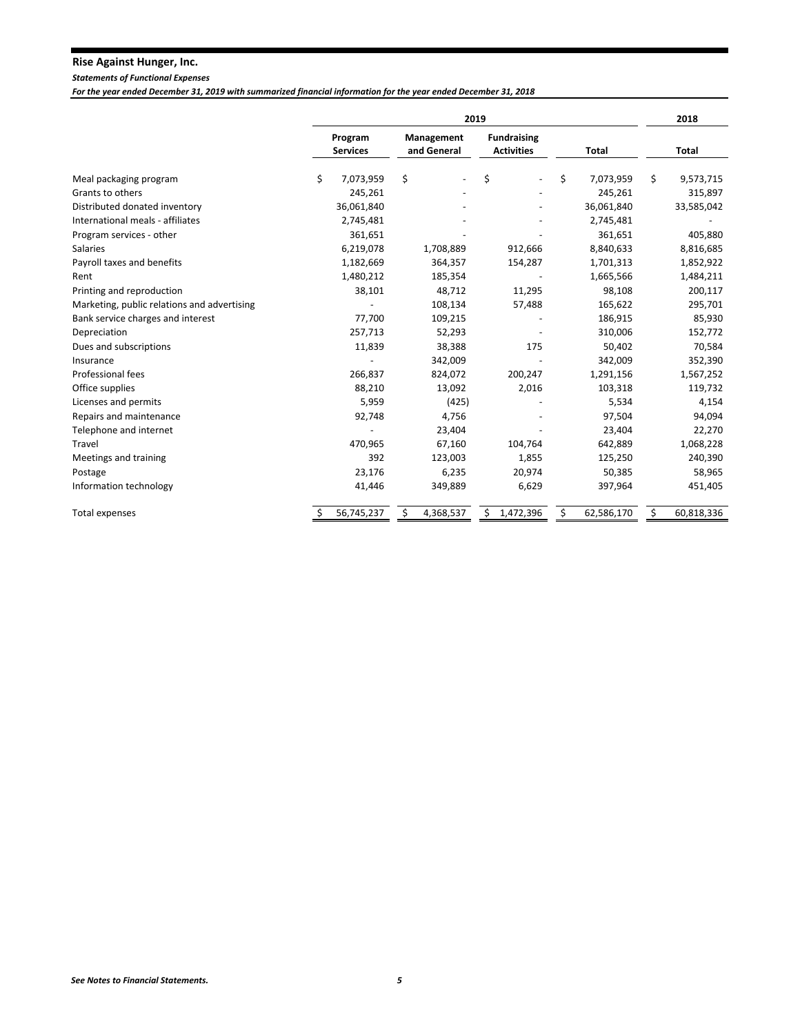**Rise Against Hunger, Inc.**

***Statements of Functional Expenses***

***For the year ended December 31, 2019 with summarized financial information for the year ended December 31, 2018***

| | 2019 | | | | 2018 |
|---|---|---|---|---|---|
| | Program Services | Management and General | Fundraising Activities | Total | Total |
| Meal packaging program | $ 7,073,959 | $ - | $ - | $ 7,073,959 | $ 9,573,715 |
| Grants to others | 245,261 | - | - | 245,261 | 315,897 |
| Distributed donated inventory | 36,061,840 | - | - | 36,061,840 | 33,585,042 |
| International meals - affiliates | 2,745,481 | - | - | 2,745,481 | - |
| Program services - other | 361,651 | - | - | 361,651 | 405,880 |
| Salaries | 6,219,078 | 1,708,889 | 912,666 | 8,840,633 | 8,816,685 |
| Payroll taxes and benefits | 1,182,669 | 364,357 | 154,287 | 1,701,313 | 1,852,922 |
| Rent | 1,480,212 | 185,354 | - | 1,665,566 | 1,484,211 |
| Printing and reproduction | 38,101 | 48,712 | 11,295 | 98,108 | 200,117 |
| Marketing, public relations and advertising | - | 108,134 | 57,488 | 165,622 | 295,701 |
| Bank service charges and interest | 77,700 | 109,215 | - | 186,915 | 85,930 |
| Depreciation | 257,713 | 52,293 | - | 310,006 | 152,772 |
| Dues and subscriptions | 11,839 | 38,388 | 175 | 50,402 | 70,584 |
| Insurance | - | 342,009 | - | 342,009 | 352,390 |
| Professional fees | 266,837 | 824,072 | 200,247 | 1,291,156 | 1,567,252 |
| Office supplies | 88,210 | 13,092 | 2,016 | 103,318 | 119,732 |
| Licenses and permits | 5,959 | (425) | - | 5,534 | 4,154 |
| Repairs and maintenance | 92,748 | 4,756 | - | 97,504 | 94,094 |
| Telephone and internet | - | 23,404 | - | 23,404 | 22,270 |
| Travel | 470,965 | 67,160 | 104,764 | 642,889 | 1,068,228 |
| Meetings and training | 392 | 123,003 | 1,855 | 125,250 | 240,390 |
| Postage | 23,176 | 6,235 | 20,974 | 50,385 | 58,965 |
| Information technology | 41,446 | 349,889 | 6,629 | 397,964 | 451,405 |
| Total expenses | $ 56,745,237 | $ 4,368,537 | $ 1,472,396 | $ 62,586,170 | $ 60,818,336 |

*See Notes to Financial Statements.*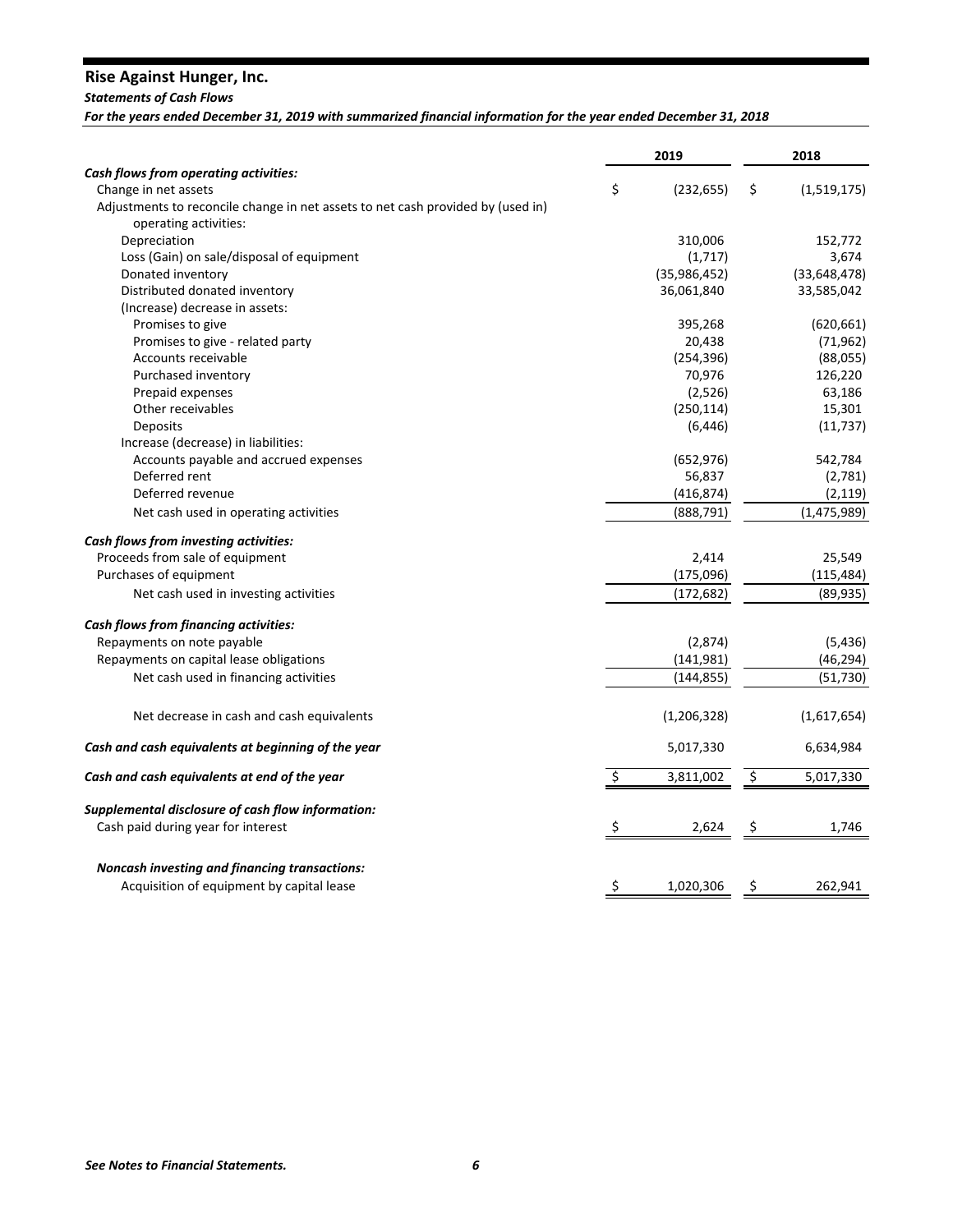## Rise Against Hunger, Inc.

***Statements of Cash Flows***

***For the years ended December 31, 2019 with summarized financial information for the year ended December 31, 2018***

| | 2019 | 2018 |
|---|---|---|
| ***Cash flows from operating activities:*** | | |
| Change in net assets | $ (232,655) | $ (1,519,175) |
| Adjustments to reconcile change in net assets to net cash provided by (used in) operating activities: | | |
| Depreciation | 310,006 | 152,772 |
| Loss (Gain) on sale/disposal of equipment | (1,717) | 3,674 |
| Donated inventory | (35,986,452) | (33,648,478) |
| Distributed donated inventory | 36,061,840 | 33,585,042 |
| (Increase) decrease in assets: | | |
| Promises to give | 395,268 | (620,661) |
| Promises to give - related party | 20,438 | (71,962) |
| Accounts receivable | (254,396) | (88,055) |
| Purchased inventory | 70,976 | 126,220 |
| Prepaid expenses | (2,526) | 63,186 |
| Other receivables | (250,114) | 15,301 |
| Deposits | (6,446) | (11,737) |
| Increase (decrease) in liabilities: | | |
| Accounts payable and accrued expenses | (652,976) | 542,784 |
| Deferred rent | 56,837 | (2,781) |
| Deferred revenue | (416,874) | (2,119) |
| Net cash used in operating activities | (888,791) | (1,475,989) |
| ***Cash flows from investing activities:*** | | |
| Proceeds from sale of equipment | 2,414 | 25,549 |
| Purchases of equipment | (175,096) | (115,484) |
| Net cash used in investing activities | (172,682) | (89,935) |
| ***Cash flows from financing activities:*** | | |
| Repayments on note payable | (2,874) | (5,436) |
| Repayments on capital lease obligations | (141,981) | (46,294) |
| Net cash used in financing activities | (144,855) | (51,730) |
| Net decrease in cash and cash equivalents | (1,206,328) | (1,617,654) |
| ***Cash and cash equivalents at beginning of the year*** | 5,017,330 | 6,634,984 |
| ***Cash and cash equivalents at end of the year*** | $ 3,811,002 | $ 5,017,330 |
| ***Supplemental disclosure of cash flow information:*** | | |
| Cash paid during year for interest | $ 2,624 | $ 1,746 |
| ***Noncash investing and financing transactions:*** | | |
| Acquisition of equipment by capital lease | $ 1,020,306 | $ 262,941 |

***See Notes to Financial Statements.***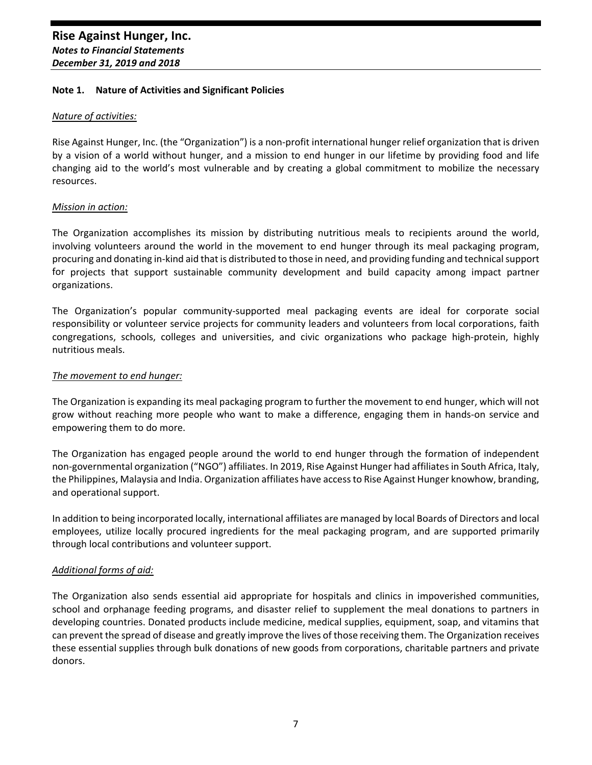# Rise Against Hunger, Inc.
***Notes to Financial Statements***
***December 31, 2019 and 2018***

## Note 1. Nature of Activities and Significant Policies

*Nature of activities:*

Rise Against Hunger, Inc. (the "Organization") is a non-profit international hunger relief organization that is driven by a vision of a world without hunger, and a mission to end hunger in our lifetime by providing food and life changing aid to the world's most vulnerable and by creating a global commitment to mobilize the necessary resources.

*Mission in action:*

The Organization accomplishes its mission by distributing nutritious meals to recipients around the world, involving volunteers around the world in the movement to end hunger through its meal packaging program, procuring and donating in-kind aid that is distributed to those in need, and providing funding and technical support for projects that support sustainable community development and build capacity among impact partner organizations.

The Organization's popular community-supported meal packaging events are ideal for corporate social responsibility or volunteer service projects for community leaders and volunteers from local corporations, faith congregations, schools, colleges and universities, and civic organizations who package high-protein, highly nutritious meals.

*The movement to end hunger:*

The Organization is expanding its meal packaging program to further the movement to end hunger, which will not grow without reaching more people who want to make a difference, engaging them in hands-on service and empowering them to do more.

The Organization has engaged people around the world to end hunger through the formation of independent non-governmental organization ("NGO") affiliates. In 2019, Rise Against Hunger had affiliates in South Africa, Italy, the Philippines, Malaysia and India. Organization affiliates have access to Rise Against Hunger knowhow, branding, and operational support.

In addition to being incorporated locally, international affiliates are managed by local Boards of Directors and local employees, utilize locally procured ingredients for the meal packaging program, and are supported primarily through local contributions and volunteer support.

*Additional forms of aid:*

The Organization also sends essential aid appropriate for hospitals and clinics in impoverished communities, school and orphanage feeding programs, and disaster relief to supplement the meal donations to partners in developing countries. Donated products include medicine, medical supplies, equipment, soap, and vitamins that can prevent the spread of disease and greatly improve the lives of those receiving them. The Organization receives these essential supplies through bulk donations of new goods from corporations, charitable partners and private donors.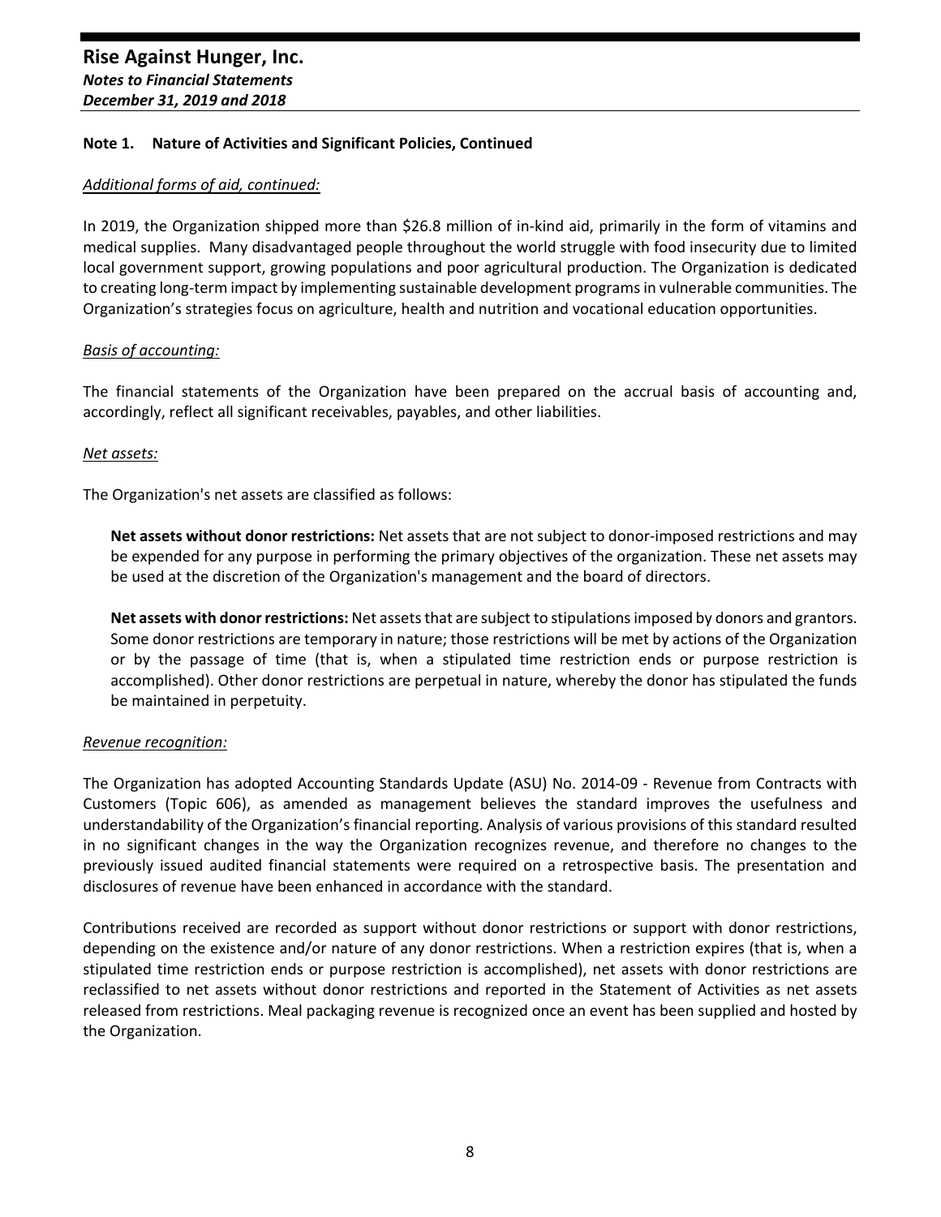### Note 1. Nature of Activities and Significant Policies, Continued

*Additional forms of aid, continued:*

In 2019, the Organization shipped more than $26.8 million of in-kind aid, primarily in the form of vitamins and medical supplies. Many disadvantaged people throughout the world struggle with food insecurity due to limited local government support, growing populations and poor agricultural production. The Organization is dedicated to creating long-term impact by implementing sustainable development programs in vulnerable communities. The Organization's strategies focus on agriculture, health and nutrition and vocational education opportunities.

*Basis of accounting:*

The financial statements of the Organization have been prepared on the accrual basis of accounting and, accordingly, reflect all significant receivables, payables, and other liabilities.

*Net assets:*

The Organization's net assets are classified as follows:

**Net assets without donor restrictions:** Net assets that are not subject to donor-imposed restrictions and may be expended for any purpose in performing the primary objectives of the organization. These net assets may be used at the discretion of the Organization's management and the board of directors.

**Net assets with donor restrictions:** Net assets that are subject to stipulations imposed by donors and grantors. Some donor restrictions are temporary in nature; those restrictions will be met by actions of the Organization or by the passage of time (that is, when a stipulated time restriction ends or purpose restriction is accomplished). Other donor restrictions are perpetual in nature, whereby the donor has stipulated the funds be maintained in perpetuity.

*Revenue recognition:*

The Organization has adopted Accounting Standards Update (ASU) No. 2014-09 - Revenue from Contracts with Customers (Topic 606), as amended as management believes the standard improves the usefulness and understandability of the Organization's financial reporting. Analysis of various provisions of this standard resulted in no significant changes in the way the Organization recognizes revenue, and therefore no changes to the previously issued audited financial statements were required on a retrospective basis. The presentation and disclosures of revenue have been enhanced in accordance with the standard.

Contributions received are recorded as support without donor restrictions or support with donor restrictions, depending on the existence and/or nature of any donor restrictions. When a restriction expires (that is, when a stipulated time restriction ends or purpose restriction is accomplished), net assets with donor restrictions are reclassified to net assets without donor restrictions and reported in the Statement of Activities as net assets released from restrictions. Meal packaging revenue is recognized once an event has been supplied and hosted by the Organization.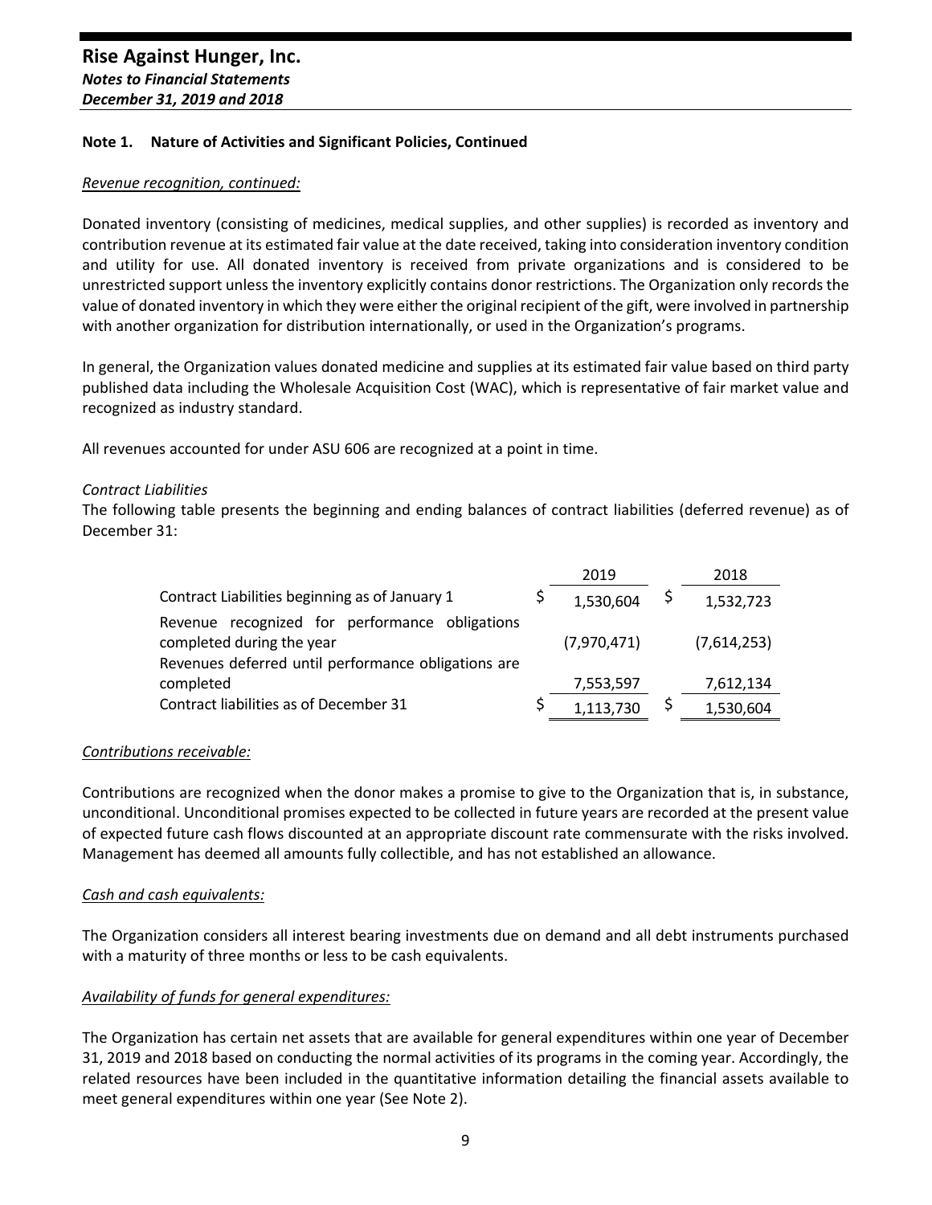## Note 1. Nature of Activities and Significant Policies, Continued

*Revenue recognition, continued:*

Donated inventory (consisting of medicines, medical supplies, and other supplies) is recorded as inventory and contribution revenue at its estimated fair value at the date received, taking into consideration inventory condition and utility for use. All donated inventory is received from private organizations and is considered to be unrestricted support unless the inventory explicitly contains donor restrictions. The Organization only records the value of donated inventory in which they were either the original recipient of the gift, were involved in partnership with another organization for distribution internationally, or used in the Organization's programs.

In general, the Organization values donated medicine and supplies at its estimated fair value based on third party published data including the Wholesale Acquisition Cost (WAC), which is representative of fair market value and recognized as industry standard.

All revenues accounted for under ASU 606 are recognized at a point in time.

*Contract Liabilities*

The following table presents the beginning and ending balances of contract liabilities (deferred revenue) as of December 31:

| | 2019 | 2018 |
|---|---|---|
| Contract Liabilities beginning as of January 1 | $ 1,530,604 | $ 1,532,723 |
| Revenue recognized for performance obligations completed during the year | (7,970,471) | (7,614,253) |
| Revenues deferred until performance obligations are completed | 7,553,597 | 7,612,134 |
| Contract liabilities as of December 31 | $ 1,113,730 | $ 1,530,604 |

*Contributions receivable:*

Contributions are recognized when the donor makes a promise to give to the Organization that is, in substance, unconditional. Unconditional promises expected to be collected in future years are recorded at the present value of expected future cash flows discounted at an appropriate discount rate commensurate with the risks involved. Management has deemed all amounts fully collectible, and has not established an allowance.

*Cash and cash equivalents:*

The Organization considers all interest bearing investments due on demand and all debt instruments purchased with a maturity of three months or less to be cash equivalents.

*Availability of funds for general expenditures:*

The Organization has certain net assets that are available for general expenditures within one year of December 31, 2019 and 2018 based on conducting the normal activities of its programs in the coming year. Accordingly, the related resources have been included in the quantitative information detailing the financial assets available to meet general expenditures within one year (See Note 2).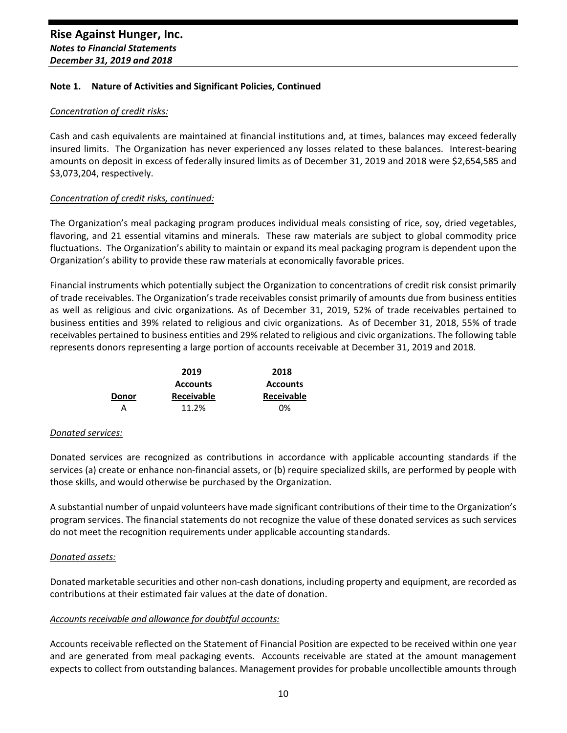### Note 1. Nature of Activities and Significant Policies, Continued

*Concentration of credit risks:*

Cash and cash equivalents are maintained at financial institutions and, at times, balances may exceed federally insured limits. The Organization has never experienced any losses related to these balances. Interest-bearing amounts on deposit in excess of federally insured limits as of December 31, 2019 and 2018 were $2,654,585 and $3,073,204, respectively.

*Concentration of credit risks, continued:*

The Organization's meal packaging program produces individual meals consisting of rice, soy, dried vegetables, flavoring, and 21 essential vitamins and minerals. These raw materials are subject to global commodity price fluctuations. The Organization's ability to maintain or expand its meal packaging program is dependent upon the Organization's ability to provide these raw materials at economically favorable prices.

Financial instruments which potentially subject the Organization to concentrations of credit risk consist primarily of trade receivables. The Organization's trade receivables consist primarily of amounts due from business entities as well as religious and civic organizations. As of December 31, 2019, 52% of trade receivables pertained to business entities and 39% related to religious and civic organizations. As of December 31, 2018, 55% of trade receivables pertained to business entities and 29% related to religious and civic organizations. The following table represents donors representing a large portion of accounts receivable at December 31, 2019 and 2018.

| Donor | 2019 Accounts Receivable | 2018 Accounts Receivable |
|---|---|---|
| A | 11.2% | 0% |

*Donated services:*

Donated services are recognized as contributions in accordance with applicable accounting standards if the services (a) create or enhance non-financial assets, or (b) require specialized skills, are performed by people with those skills, and would otherwise be purchased by the Organization.

A substantial number of unpaid volunteers have made significant contributions of their time to the Organization's program services. The financial statements do not recognize the value of these donated services as such services do not meet the recognition requirements under applicable accounting standards.

*Donated assets:*

Donated marketable securities and other non-cash donations, including property and equipment, are recorded as contributions at their estimated fair values at the date of donation.

*Accounts receivable and allowance for doubtful accounts:*

Accounts receivable reflected on the Statement of Financial Position are expected to be received within one year and are generated from meal packaging events. Accounts receivable are stated at the amount management expects to collect from outstanding balances. Management provides for probable uncollectible amounts through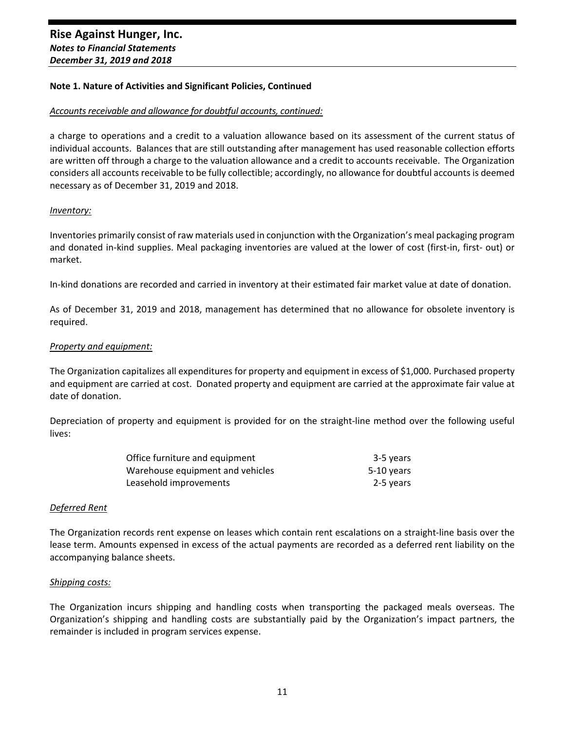### Note 1. Nature of Activities and Significant Policies, Continued

*Accounts receivable and allowance for doubtful accounts, continued:*

a charge to operations and a credit to a valuation allowance based on its assessment of the current status of individual accounts. Balances that are still outstanding after management has used reasonable collection efforts are written off through a charge to the valuation allowance and a credit to accounts receivable. The Organization considers all accounts receivable to be fully collectible; accordingly, no allowance for doubtful accounts is deemed necessary as of December 31, 2019 and 2018.

*Inventory:*

Inventories primarily consist of raw materials used in conjunction with the Organization's meal packaging program and donated in-kind supplies. Meal packaging inventories are valued at the lower of cost (first-in, first- out) or market.

In-kind donations are recorded and carried in inventory at their estimated fair market value at date of donation.

As of December 31, 2019 and 2018, management has determined that no allowance for obsolete inventory is required.

*Property and equipment:*

The Organization capitalizes all expenditures for property and equipment in excess of $1,000. Purchased property and equipment are carried at cost. Donated property and equipment are carried at the approximate fair value at date of donation.

Depreciation of property and equipment is provided for on the straight-line method over the following useful lives:

| | |
|---|---|
| Office furniture and equipment | 3-5 years |
| Warehouse equipment and vehicles | 5-10 years |
| Leasehold improvements | 2-5 years |

*Deferred Rent*

The Organization records rent expense on leases which contain rent escalations on a straight-line basis over the lease term. Amounts expensed in excess of the actual payments are recorded as a deferred rent liability on the accompanying balance sheets.

*Shipping costs:*

The Organization incurs shipping and handling costs when transporting the packaged meals overseas. The Organization's shipping and handling costs are substantially paid by the Organization's impact partners, the remainder is included in program services expense.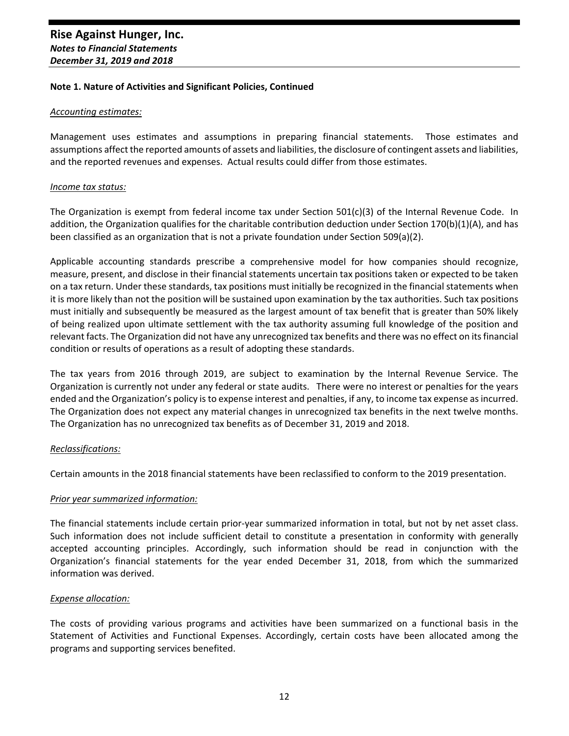### Note 1. Nature of Activities and Significant Policies, Continued

*Accounting estimates:*

Management uses estimates and assumptions in preparing financial statements. Those estimates and assumptions affect the reported amounts of assets and liabilities, the disclosure of contingent assets and liabilities, and the reported revenues and expenses. Actual results could differ from those estimates.

*Income tax status:*

The Organization is exempt from federal income tax under Section 501(c)(3) of the Internal Revenue Code. In addition, the Organization qualifies for the charitable contribution deduction under Section 170(b)(1)(A), and has been classified as an organization that is not a private foundation under Section 509(a)(2).

Applicable accounting standards prescribe a comprehensive model for how companies should recognize, measure, present, and disclose in their financial statements uncertain tax positions taken or expected to be taken on a tax return. Under these standards, tax positions must initially be recognized in the financial statements when it is more likely than not the position will be sustained upon examination by the tax authorities. Such tax positions must initially and subsequently be measured as the largest amount of tax benefit that is greater than 50% likely of being realized upon ultimate settlement with the tax authority assuming full knowledge of the position and relevant facts. The Organization did not have any unrecognized tax benefits and there was no effect on its financial condition or results of operations as a result of adopting these standards.

The tax years from 2016 through 2019, are subject to examination by the Internal Revenue Service. The Organization is currently not under any federal or state audits. There were no interest or penalties for the years ended and the Organization's policy is to expense interest and penalties, if any, to income tax expense as incurred. The Organization does not expect any material changes in unrecognized tax benefits in the next twelve months. The Organization has no unrecognized tax benefits as of December 31, 2019 and 2018.

*Reclassifications:*

Certain amounts in the 2018 financial statements have been reclassified to conform to the 2019 presentation.

*Prior year summarized information:*

The financial statements include certain prior-year summarized information in total, but not by net asset class. Such information does not include sufficient detail to constitute a presentation in conformity with generally accepted accounting principles. Accordingly, such information should be read in conjunction with the Organization's financial statements for the year ended December 31, 2018, from which the summarized information was derived.

*Expense allocation:*

The costs of providing various programs and activities have been summarized on a functional basis in the Statement of Activities and Functional Expenses. Accordingly, certain costs have been allocated among the programs and supporting services benefited.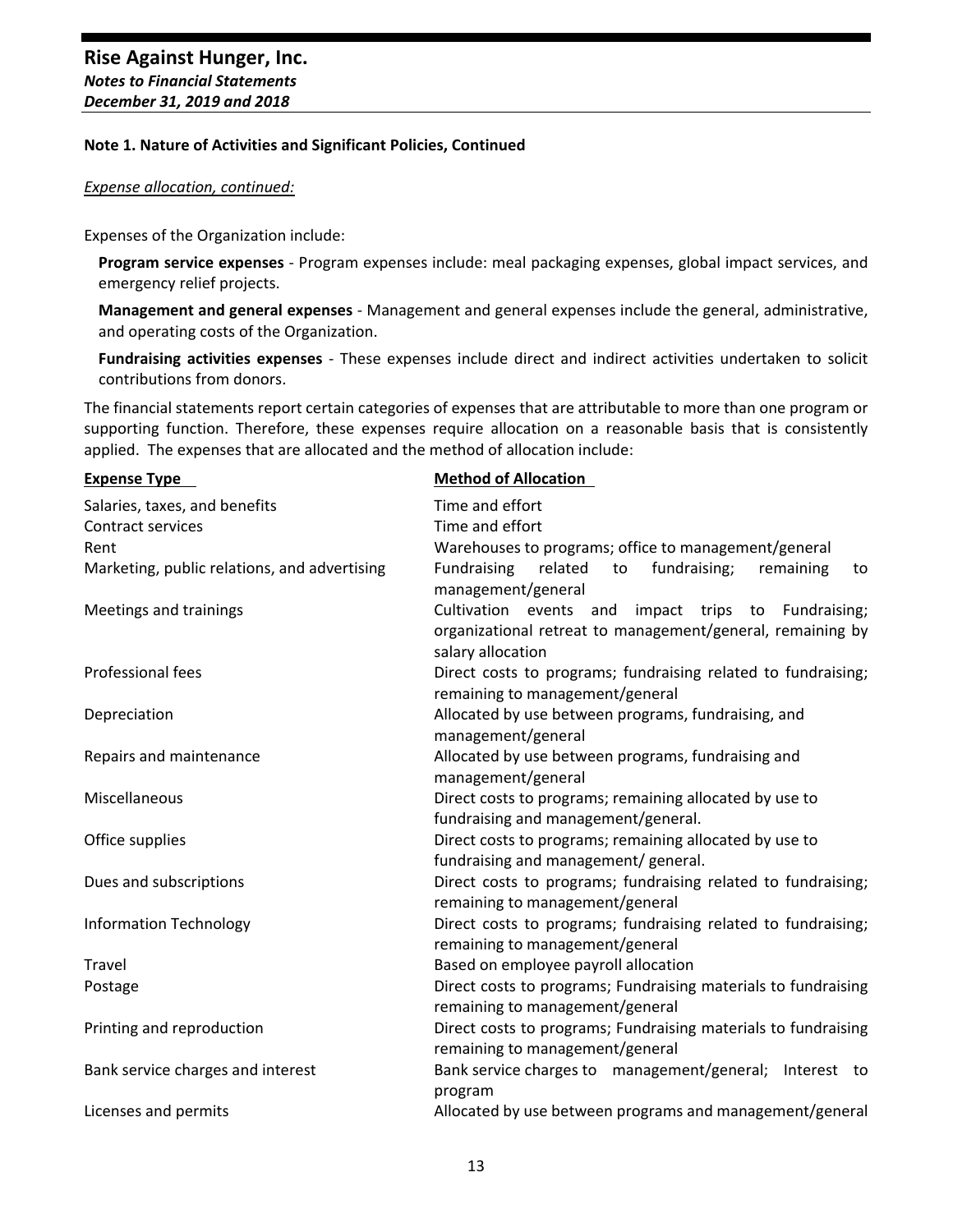**Note 1. Nature of Activities and Significant Policies, Continued**

*Expense allocation, continued:*

Expenses of the Organization include:

**Program service expenses** - Program expenses include: meal packaging expenses, global impact services, and emergency relief projects.

**Management and general expenses** - Management and general expenses include the general, administrative, and operating costs of the Organization.

**Fundraising activities expenses** - These expenses include direct and indirect activities undertaken to solicit contributions from donors.

The financial statements report certain categories of expenses that are attributable to more than one program or supporting function. Therefore, these expenses require allocation on a reasonable basis that is consistently applied. The expenses that are allocated and the method of allocation include:

| Expense Type | Method of Allocation |
|---|---|
| Salaries, taxes, and benefits | Time and effort |
| Contract services | Time and effort |
| Rent | Warehouses to programs; office to management/general |
| Marketing, public relations, and advertising | Fundraising related to fundraising; remaining to management/general |
| Meetings and trainings | Cultivation events and impact trips to Fundraising; organizational retreat to management/general, remaining by salary allocation |
| Professional fees | Direct costs to programs; fundraising related to fundraising; remaining to management/general |
| Depreciation | Allocated by use between programs, fundraising, and management/general |
| Repairs and maintenance | Allocated by use between programs, fundraising and management/general |
| Miscellaneous | Direct costs to programs; remaining allocated by use to fundraising and management/general. |
| Office supplies | Direct costs to programs; remaining allocated by use to fundraising and management/ general. |
| Dues and subscriptions | Direct costs to programs; fundraising related to fundraising; remaining to management/general |
| Information Technology | Direct costs to programs; fundraising related to fundraising; remaining to management/general |
| Travel | Based on employee payroll allocation |
| Postage | Direct costs to programs; Fundraising materials to fundraising remaining to management/general |
| Printing and reproduction | Direct costs to programs; Fundraising materials to fundraising remaining to management/general |
| Bank service charges and interest | Bank service charges to management/general; Interest to program |
| Licenses and permits | Allocated by use between programs and management/general |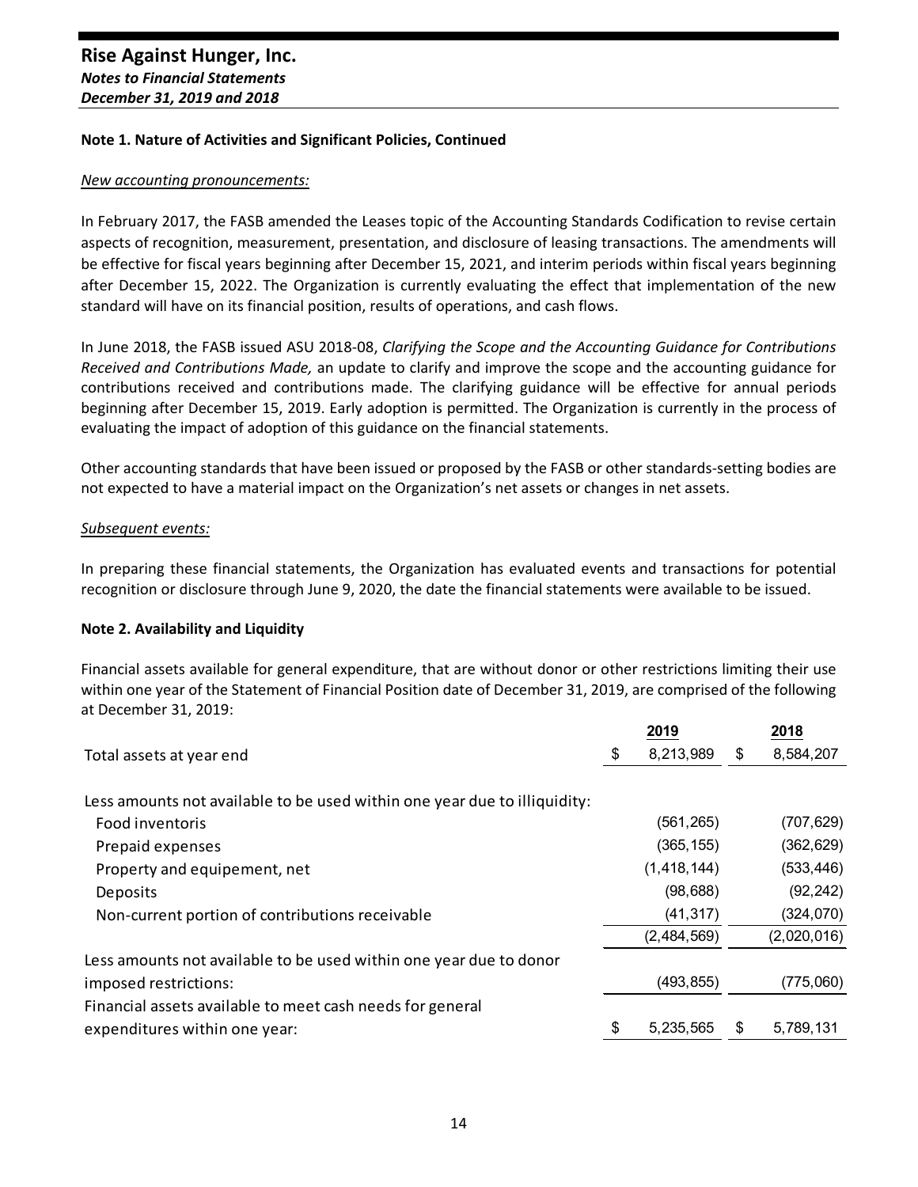**Rise Against Hunger, Inc.**
***Notes to Financial Statements***
***December 31, 2019 and 2018***

**Note 1. Nature of Activities and Significant Policies, Continued**

*New accounting pronouncements:*

In February 2017, the FASB amended the Leases topic of the Accounting Standards Codification to revise certain aspects of recognition, measurement, presentation, and disclosure of leasing transactions. The amendments will be effective for fiscal years beginning after December 15, 2021, and interim periods within fiscal years beginning after December 15, 2022. The Organization is currently evaluating the effect that implementation of the new standard will have on its financial position, results of operations, and cash flows.

In June 2018, the FASB issued ASU 2018-08, *Clarifying the Scope and the Accounting Guidance for Contributions Received and Contributions Made,* an update to clarify and improve the scope and the accounting guidance for contributions received and contributions made. The clarifying guidance will be effective for annual periods beginning after December 15, 2019. Early adoption is permitted. The Organization is currently in the process of evaluating the impact of adoption of this guidance on the financial statements.

Other accounting standards that have been issued or proposed by the FASB or other standards-setting bodies are not expected to have a material impact on the Organization's net assets or changes in net assets.

*Subsequent events:*

In preparing these financial statements, the Organization has evaluated events and transactions for potential recognition or disclosure through June 9, 2020, the date the financial statements were available to be issued.

**Note 2. Availability and Liquidity**

Financial assets available for general expenditure, that are without donor or other restrictions limiting their use within one year of the Statement of Financial Position date of December 31, 2019, are comprised of the following at December 31, 2019:

| | 2019 | 2018 |
|---|---|---|
| Total assets at year end | $ 8,213,989 | $ 8,584,207 |
| Less amounts not available to be used within one year due to illiquidity: | | |
| Food inventoris | (561,265) | (707,629) |
| Prepaid expenses | (365,155) | (362,629) |
| Property and equipement, net | (1,418,144) | (533,446) |
| Deposits | (98,688) | (92,242) |
| Non-current portion of contributions receivable | (41,317) | (324,070) |
| | (2,484,569) | (2,020,016) |
| Less amounts not available to be used within one year due to donor imposed restrictions: | (493,855) | (775,060) |
| Financial assets available to meet cash needs for general expenditures within one year: | $ 5,235,565 | $ 5,789,131 |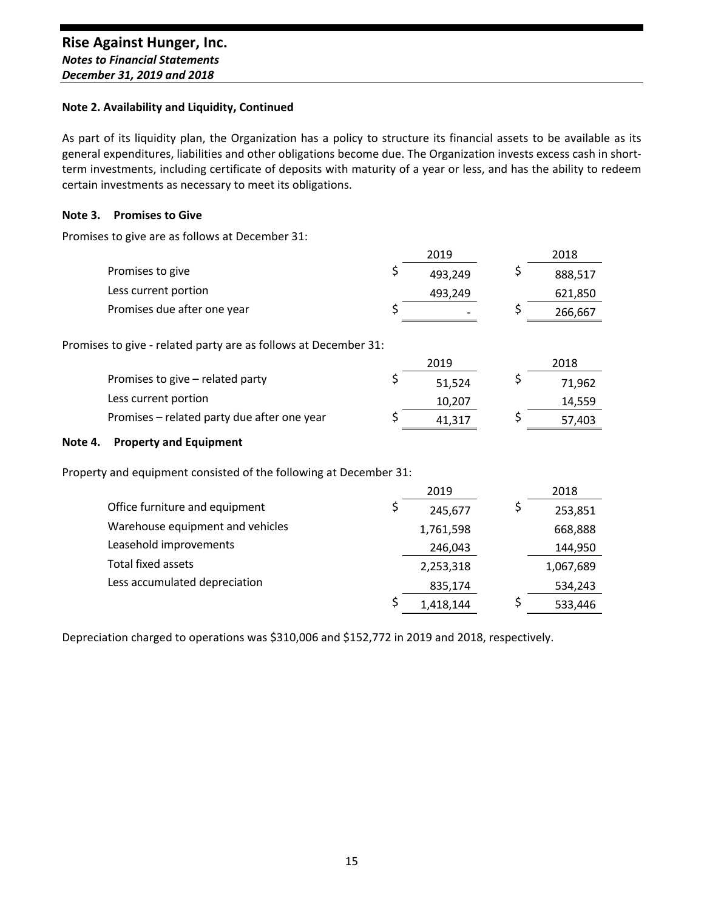**Rise Against Hunger, Inc.**
***Notes to Financial Statements***
***December 31, 2019 and 2018***

**Note 2. Availability and Liquidity, Continued**

As part of its liquidity plan, the Organization has a policy to structure its financial assets to be available as its general expenditures, liabilities and other obligations become due. The Organization invests excess cash in short-term investments, including certificate of deposits with maturity of a year or less, and has the ability to redeem certain investments as necessary to meet its obligations.

**Note 3. Promises to Give**

Promises to give are as follows at December 31:

| | 2019 | 2018 |
|---|---|---|
| Promises to give | $ 493,249 | $ 888,517 |
| Less current portion | 493,249 | 621,850 |
| Promises due after one year | $ - | $ 266,667 |

Promises to give - related party are as follows at December 31:

| | 2019 | 2018 |
|---|---|---|
| Promises to give – related party | $ 51,524 | $ 71,962 |
| Less current portion | 10,207 | 14,559 |
| Promises – related party due after one year | $ 41,317 | $ 57,403 |

**Note 4. Property and Equipment**

Property and equipment consisted of the following at December 31:

| | 2019 | 2018 |
|---|---|---|
| Office furniture and equipment | $ 245,677 | $ 253,851 |
| Warehouse equipment and vehicles | 1,761,598 | 668,888 |
| Leasehold improvements | 246,043 | 144,950 |
| Total fixed assets | 2,253,318 | 1,067,689 |
| Less accumulated depreciation | 835,174 | 534,243 |
| | $ 1,418,144 | $ 533,446 |

Depreciation charged to operations was $310,006 and $152,772 in 2019 and 2018, respectively.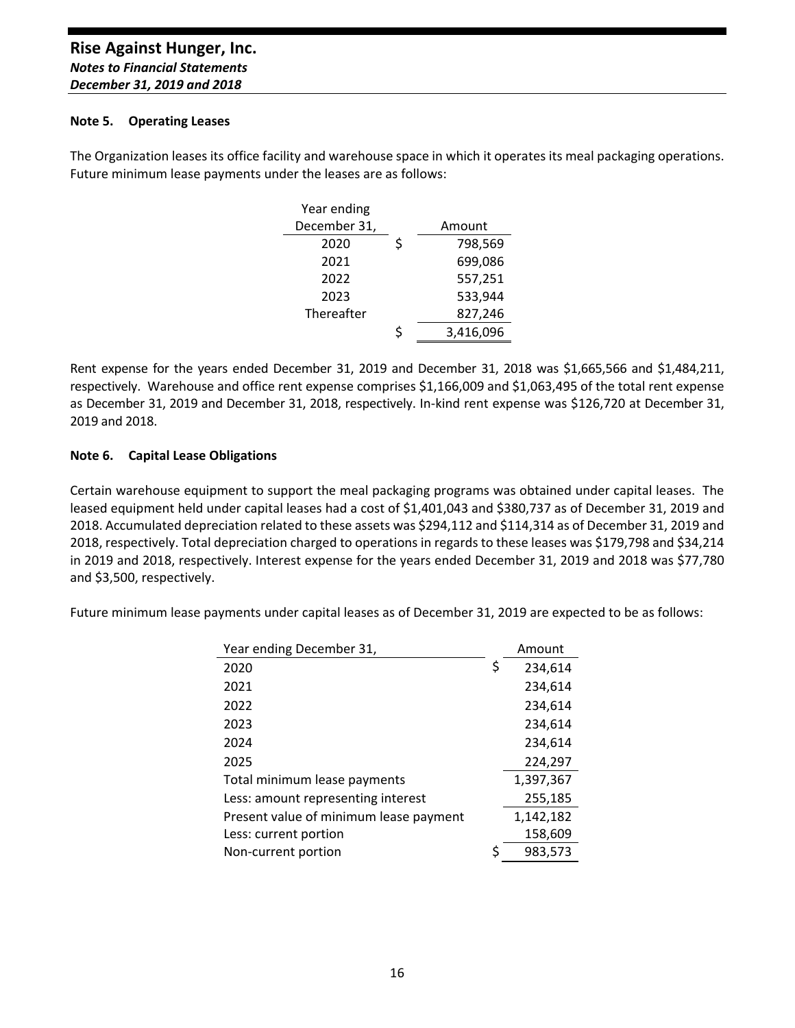**Rise Against Hunger, Inc.**
***Notes to Financial Statements***
***December 31, 2019 and 2018***

**Note 5. Operating Leases**

The Organization leases its office facility and warehouse space in which it operates its meal packaging operations. Future minimum lease payments under the leases are as follows:

| Year ending December 31, | | Amount |
|---|---|---|
| 2020 | $ | 798,569 |
| 2021 | | 699,086 |
| 2022 | | 557,251 |
| 2023 | | 533,944 |
| Thereafter | | 827,246 |
| | $ | 3,416,096 |

Rent expense for the years ended December 31, 2019 and December 31, 2018 was $1,665,566 and $1,484,211, respectively. Warehouse and office rent expense comprises $1,166,009 and $1,063,495 of the total rent expense as December 31, 2019 and December 31, 2018, respectively. In-kind rent expense was $126,720 at December 31, 2019 and 2018.

**Note 6. Capital Lease Obligations**

Certain warehouse equipment to support the meal packaging programs was obtained under capital leases. The leased equipment held under capital leases had a cost of $1,401,043 and $380,737 as of December 31, 2019 and 2018. Accumulated depreciation related to these assets was $294,112 and $114,314 as of December 31, 2019 and 2018, respectively. Total depreciation charged to operations in regards to these leases was $179,798 and $34,214 in 2019 and 2018, respectively. Interest expense for the years ended December 31, 2019 and 2018 was $77,780 and $3,500, respectively.

Future minimum lease payments under capital leases as of December 31, 2019 are expected to be as follows:

| Year ending December 31, | | Amount |
|---|---|---|
| 2020 | $ | 234,614 |
| 2021 | | 234,614 |
| 2022 | | 234,614 |
| 2023 | | 234,614 |
| 2024 | | 234,614 |
| 2025 | | 224,297 |
| Total minimum lease payments | | 1,397,367 |
| Less: amount representing interest | | 255,185 |
| Present value of minimum lease payment | | 1,142,182 |
| Less: current portion | | 158,609 |
| Non-current portion | $ | 983,573 |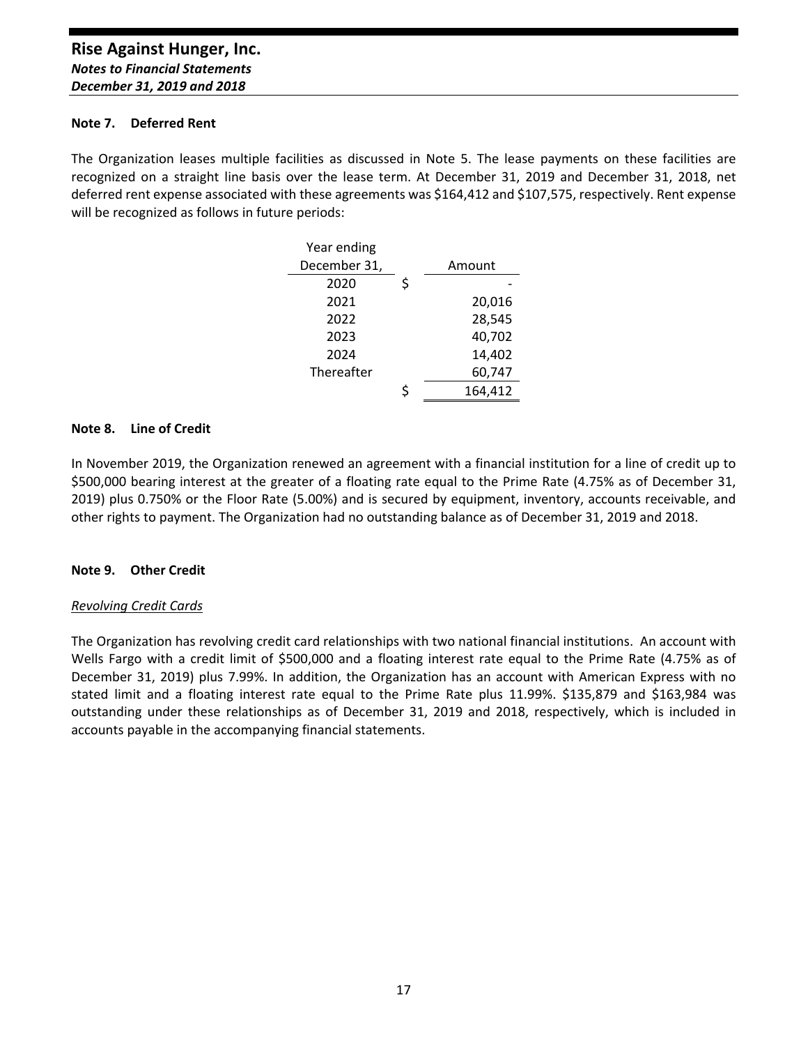# Rise Against Hunger, Inc.
***Notes to Financial Statements***
***December 31, 2019 and 2018***

**Note 7. Deferred Rent**

The Organization leases multiple facilities as discussed in Note 5. The lease payments on these facilities are recognized on a straight line basis over the lease term. At December 31, 2019 and December 31, 2018, net deferred rent expense associated with these agreements was $164,412 and $107,575, respectively. Rent expense will be recognized as follows in future periods:

| Year ending December 31, | | Amount |
|---|---|---|
| 2020 | $ | - |
| 2021 | | 20,016 |
| 2022 | | 28,545 |
| 2023 | | 40,702 |
| 2024 | | 14,402 |
| Thereafter | | 60,747 |
| | $ | 164,412 |

**Note 8. Line of Credit**

In November 2019, the Organization renewed an agreement with a financial institution for a line of credit up to $500,000 bearing interest at the greater of a floating rate equal to the Prime Rate (4.75% as of December 31, 2019) plus 0.750% or the Floor Rate (5.00%) and is secured by equipment, inventory, accounts receivable, and other rights to payment. The Organization had no outstanding balance as of December 31, 2019 and 2018.

**Note 9. Other Credit**

*Revolving Credit Cards*

The Organization has revolving credit card relationships with two national financial institutions. An account with Wells Fargo with a credit limit of $500,000 and a floating interest rate equal to the Prime Rate (4.75% as of December 31, 2019) plus 7.99%. In addition, the Organization has an account with American Express with no stated limit and a floating interest rate equal to the Prime Rate plus 11.99%. $135,879 and $163,984 was outstanding under these relationships as of December 31, 2019 and 2018, respectively, which is included in accounts payable in the accompanying financial statements.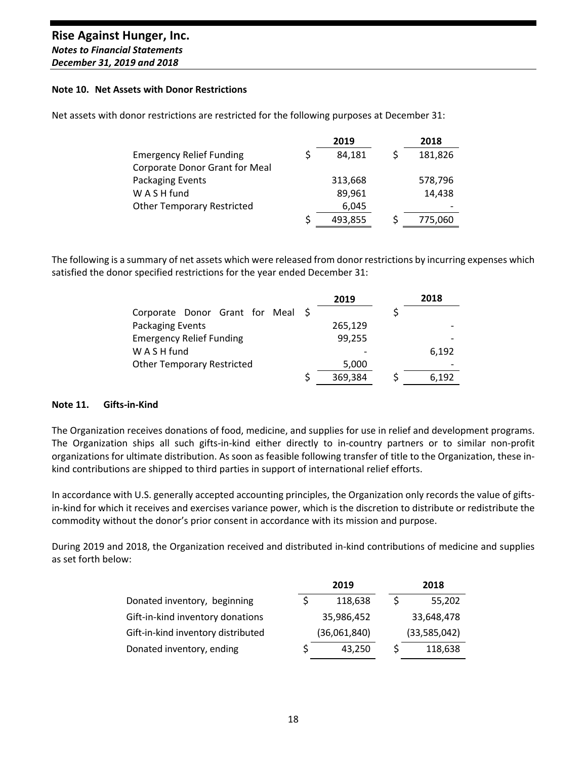# Rise Against Hunger, Inc.
***Notes to Financial Statements***
***December 31, 2019 and 2018***

**Note 10. Net Assets with Donor Restrictions**

Net assets with donor restrictions are restricted for the following purposes at December 31:

| | 2019 | 2018 |
|---|---|---|
| Emergency Relief Funding | $ 84,181 | $ 181,826 |
| Corporate Donor Grant for Meal Packaging Events | 313,668 | 578,796 |
| W A S H fund | 89,961 | 14,438 |
| Other Temporary Restricted | 6,045 | - |
| | $ 493,855 | $ 775,060 |

The following is a summary of net assets which were released from donor restrictions by incurring expenses which satisfied the donor specified restrictions for the year ended December 31:

| | 2019 | 2018 |
|---|---|---|
| Corporate Donor Grant for Meal Packaging Events | $ 265,129 | $ - |
| Emergency Relief Funding | 99,255 | - |
| W A S H fund | - | 6,192 |
| Other Temporary Restricted | 5,000 | - |
| | $ 369,384 | $ 6,192 |

**Note 11. Gifts-in-Kind**

The Organization receives donations of food, medicine, and supplies for use in relief and development programs. The Organization ships all such gifts-in-kind either directly to in-country partners or to similar non-profit organizations for ultimate distribution. As soon as feasible following transfer of title to the Organization, these in-kind contributions are shipped to third parties in support of international relief efforts.

In accordance with U.S. generally accepted accounting principles, the Organization only records the value of gifts-in-kind for which it receives and exercises variance power, which is the discretion to distribute or redistribute the commodity without the donor's prior consent in accordance with its mission and purpose.

During 2019 and 2018, the Organization received and distributed in-kind contributions of medicine and supplies as set forth below:

| | 2019 | 2018 |
|---|---|---|
| Donated inventory, beginning | $ 118,638 | $ 55,202 |
| Gift-in-kind inventory donations | 35,986,452 | 33,648,478 |
| Gift-in-kind inventory distributed | (36,061,840) | (33,585,042) |
| Donated inventory, ending | $ 43,250 | $ 118,638 |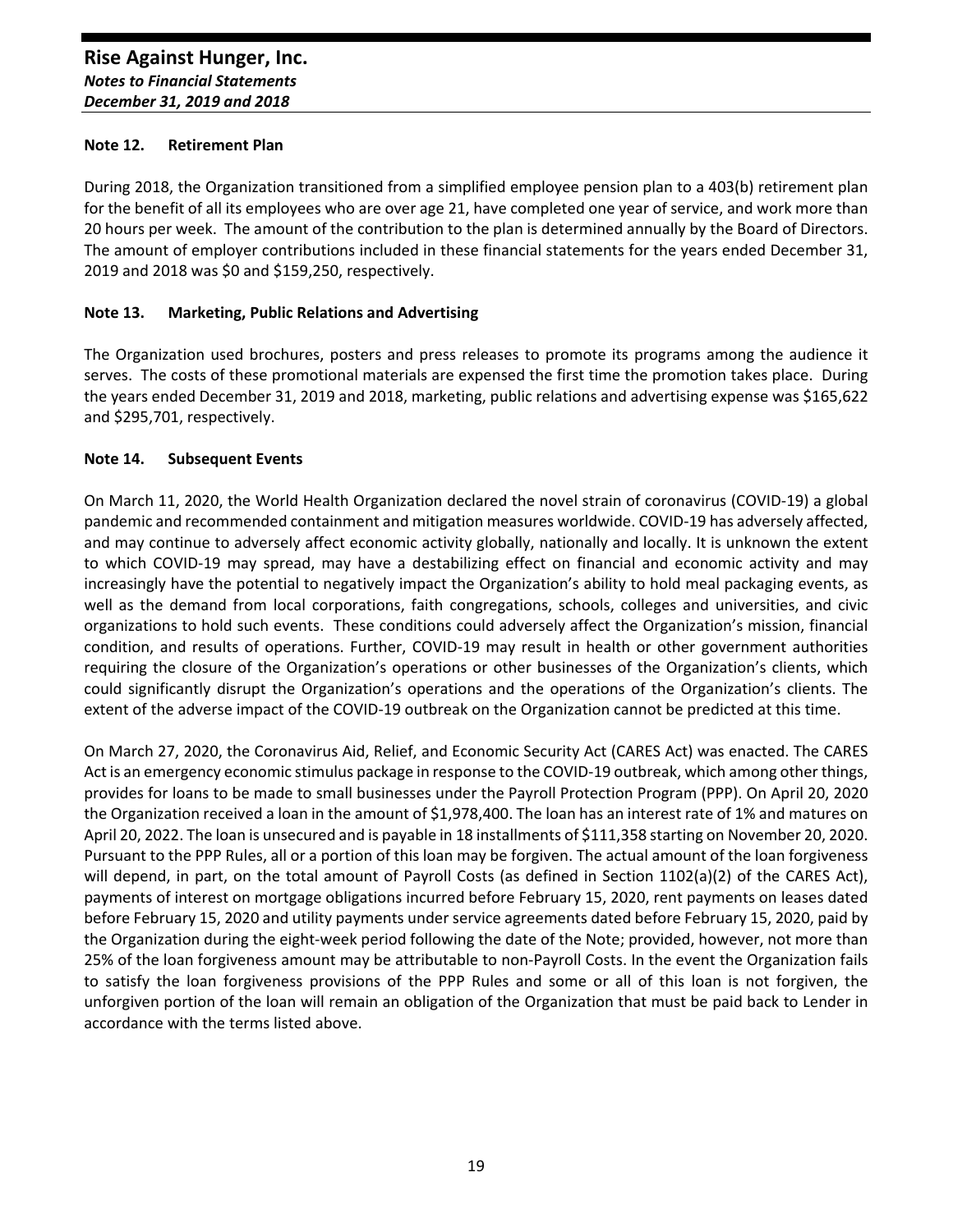### Note 12. Retirement Plan

During 2018, the Organization transitioned from a simplified employee pension plan to a 403(b) retirement plan for the benefit of all its employees who are over age 21, have completed one year of service, and work more than 20 hours per week. The amount of the contribution to the plan is determined annually by the Board of Directors. The amount of employer contributions included in these financial statements for the years ended December 31, 2019 and 2018 was $0 and $159,250, respectively.

### Note 13. Marketing, Public Relations and Advertising

The Organization used brochures, posters and press releases to promote its programs among the audience it serves. The costs of these promotional materials are expensed the first time the promotion takes place. During the years ended December 31, 2019 and 2018, marketing, public relations and advertising expense was $165,622 and $295,701, respectively.

### Note 14. Subsequent Events

On March 11, 2020, the World Health Organization declared the novel strain of coronavirus (COVID-19) a global pandemic and recommended containment and mitigation measures worldwide. COVID-19 has adversely affected, and may continue to adversely affect economic activity globally, nationally and locally. It is unknown the extent to which COVID-19 may spread, may have a destabilizing effect on financial and economic activity and may increasingly have the potential to negatively impact the Organization's ability to hold meal packaging events, as well as the demand from local corporations, faith congregations, schools, colleges and universities, and civic organizations to hold such events. These conditions could adversely affect the Organization's mission, financial condition, and results of operations. Further, COVID-19 may result in health or other government authorities requiring the closure of the Organization's operations or other businesses of the Organization's clients, which could significantly disrupt the Organization's operations and the operations of the Organization's clients. The extent of the adverse impact of the COVID-19 outbreak on the Organization cannot be predicted at this time.

On March 27, 2020, the Coronavirus Aid, Relief, and Economic Security Act (CARES Act) was enacted. The CARES Act is an emergency economic stimulus package in response to the COVID-19 outbreak, which among other things, provides for loans to be made to small businesses under the Payroll Protection Program (PPP). On April 20, 2020 the Organization received a loan in the amount of $1,978,400. The loan has an interest rate of 1% and matures on April 20, 2022. The loan is unsecured and is payable in 18 installments of $111,358 starting on November 20, 2020. Pursuant to the PPP Rules, all or a portion of this loan may be forgiven. The actual amount of the loan forgiveness will depend, in part, on the total amount of Payroll Costs (as defined in Section 1102(a)(2) of the CARES Act), payments of interest on mortgage obligations incurred before February 15, 2020, rent payments on leases dated before February 15, 2020 and utility payments under service agreements dated before February 15, 2020, paid by the Organization during the eight-week period following the date of the Note; provided, however, not more than 25% of the loan forgiveness amount may be attributable to non-Payroll Costs. In the event the Organization fails to satisfy the loan forgiveness provisions of the PPP Rules and some or all of this loan is not forgiven, the unforgiven portion of the loan will remain an obligation of the Organization that must be paid back to Lender in accordance with the terms listed above.